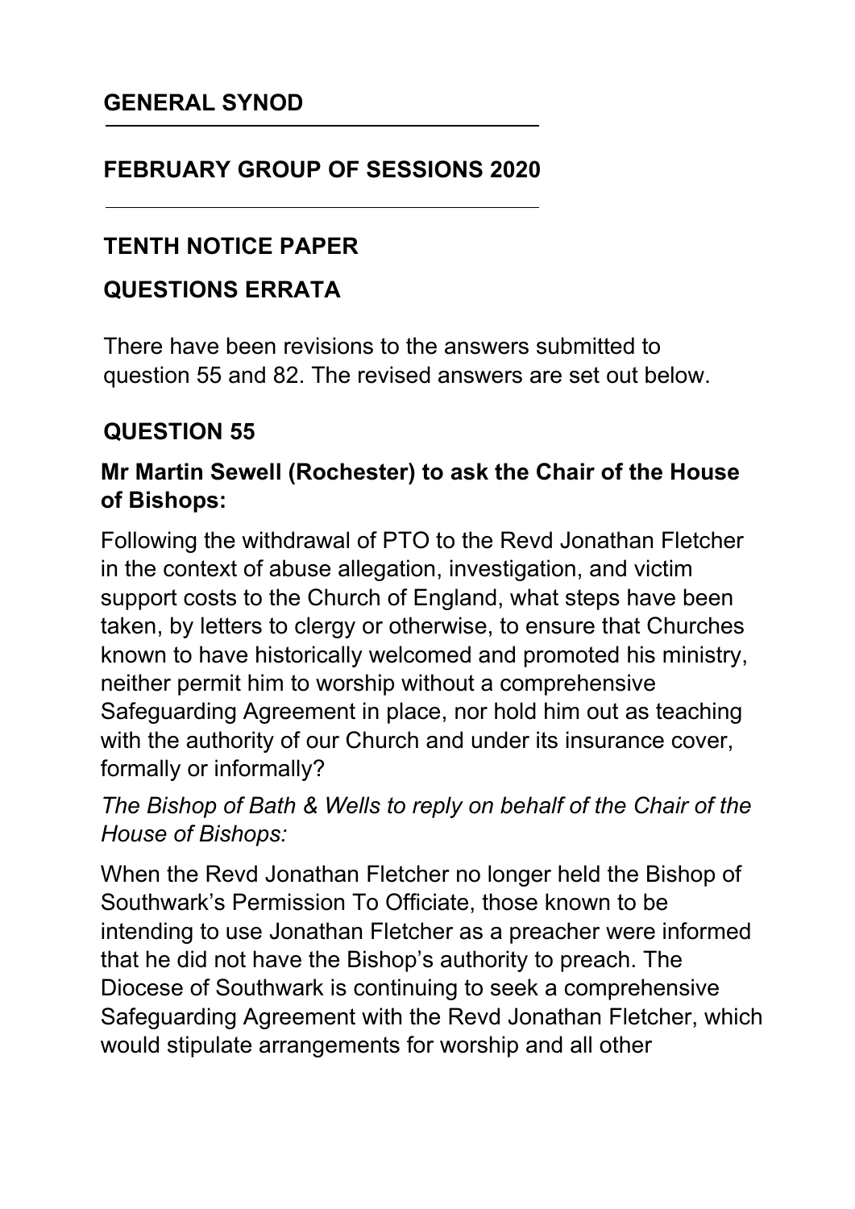## GENERAL SYNOD

## FEBRUARY GROUP OF SESSIONS 2020

## TENTH NOTICE PAPER

## QUESTIONS ERRATA

There have been revisions to the answers submitted to question 55 and 82. The revised answers are set out below.

### QUESTION 55

**Mr Martin Sewell (Rochester) to ask the Chair of the House of Bishops:**

Following the withdrawal of PTO to the Revd Jonathan Fletcher in the context of abuse allegation, investigation, and victim support costs to the Church of England, what steps have been taken, by letters to clergy or otherwise, to ensure that Churches known to have historically welcomed and promoted his ministry, neither permit him to worship without a comprehensive Safeguarding Agreement in place, nor hold him out as teaching with the authority of our Church and under its insurance cover, formally or informally?

*The Bishop of Bath & Wells to reply on behalf of the Chair of the House of Bishops:*

When the Revd Jonathan Fletcher no longer held the Bishop of Southwark's Permission To Officiate, those known to be intending to use Jonathan Fletcher as a preacher were informed that he did not have the Bishop's authority to preach. The Diocese of Southwark is continuing to seek a comprehensive Safeguarding Agreement with the Revd Jonathan Fletcher, which would stipulate arrangements for worship and all other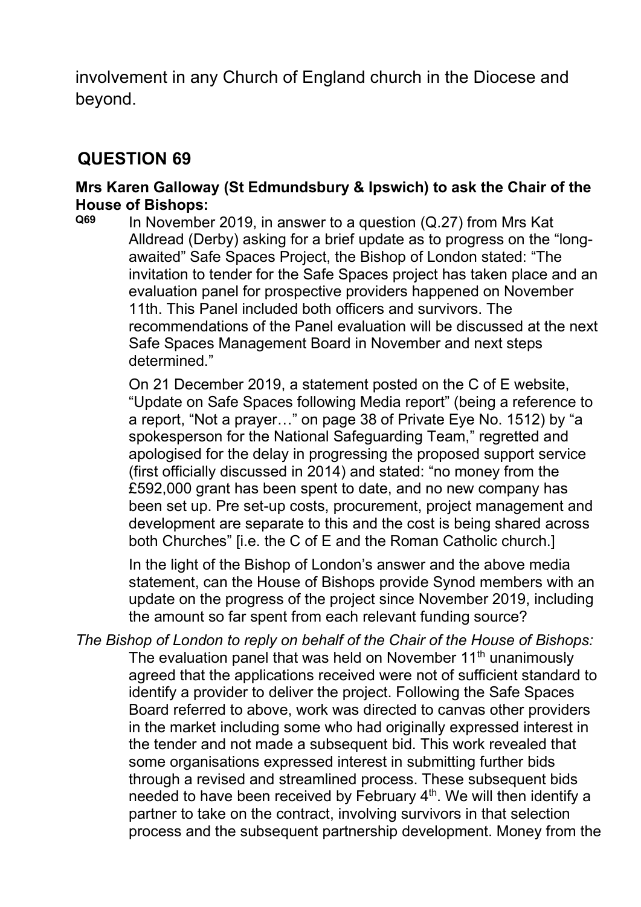involvement in any Church of England church in the Diocese and beyond.

## QUESTION 69

**Mrs Karen Galloway (St Edmundsbury & Ipswich) to ask the Chair of the House of Bishops:**

**Q69** In November 2019, in answer to a question (Q.27) from Mrs Kat Alldread (Derby) asking for a brief update as to progress on the "long-awaited" Safe Spaces Project, the Bishop of London stated: "The invitation to tender for the Safe Spaces project has taken place and an evaluation panel for prospective providers happened on November 11th. This Panel included both officers and survivors. The recommendations of the Panel evaluation will be discussed at the next Safe Spaces Management Board in November and next steps determined."

On 21 December 2019, a statement posted on the C of E website, "Update on Safe Spaces following Media report" (being a reference to a report, "Not a prayer…" on page 38 of Private Eye No. 1512) by "a spokesperson for the National Safeguarding Team," regretted and apologised for the delay in progressing the proposed support service (first officially discussed in 2014) and stated: "no money from the £592,000 grant has been spent to date, and no new company has been set up. Pre set-up costs, procurement, project management and development are separate to this and the cost is being shared across both Churches" [i.e. the C of E and the Roman Catholic church.]

In the light of the Bishop of London's answer and the above media statement, can the House of Bishops provide Synod members with an update on the progress of the project since November 2019, including the amount so far spent from each relevant funding source?

*The Bishop of London to reply on behalf of the Chair of the House of Bishops:*

The evaluation panel that was held on November 11th unanimously agreed that the applications received were not of sufficient standard to identify a provider to deliver the project. Following the Safe Spaces Board referred to above, work was directed to canvas other providers in the market including some who had originally expressed interest in the tender and not made a subsequent bid. This work revealed that some organisations expressed interest in submitting further bids through a revised and streamlined process. These subsequent bids needed to have been received by February 4th. We will then identify a partner to take on the contract, involving survivors in that selection process and the subsequent partnership development. Money from the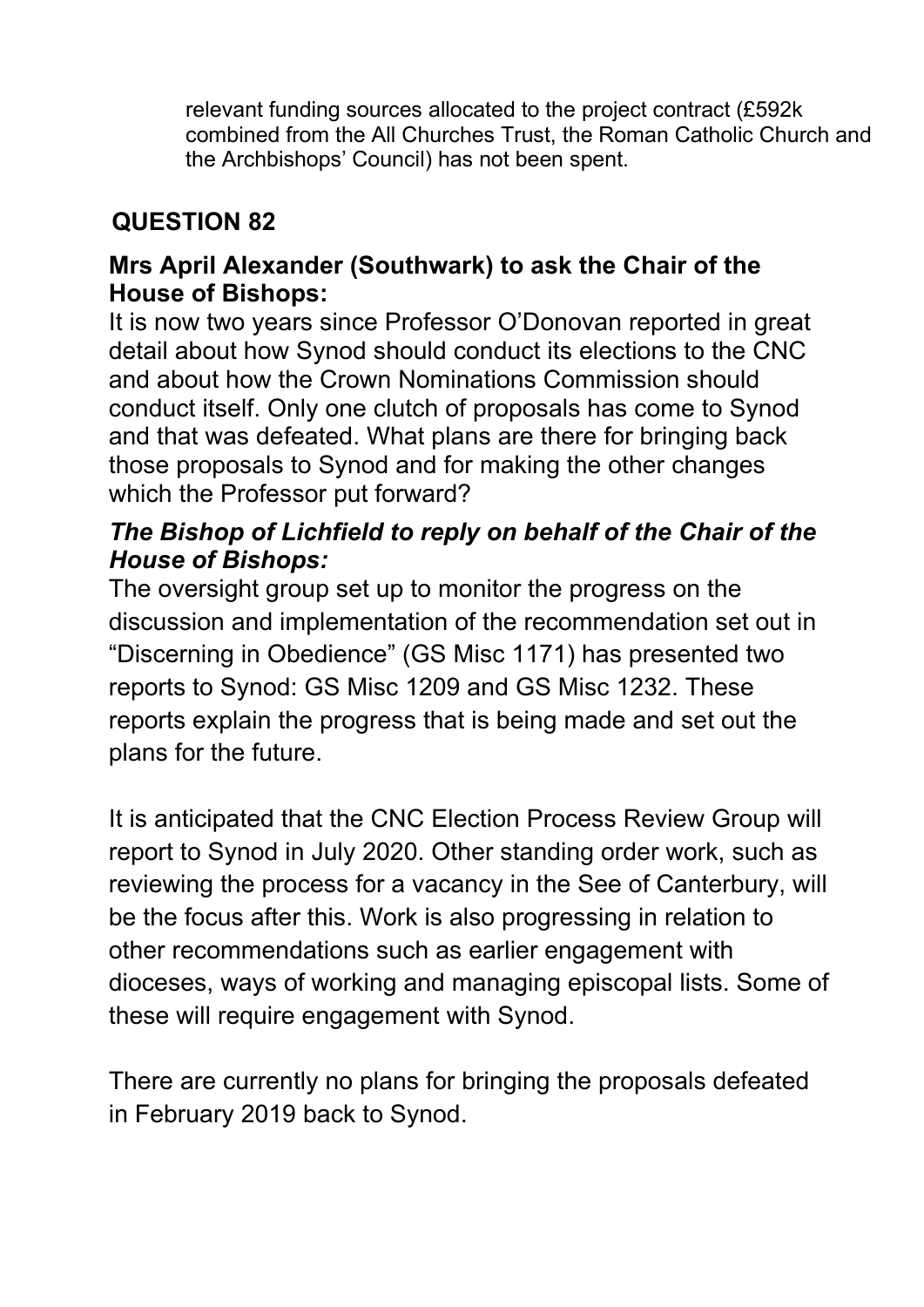relevant funding sources allocated to the project contract (£592k combined from the All Churches Trust, the Roman Catholic Church and the Archbishops' Council) has not been spent.

## QUESTION 82

**Mrs April Alexander (Southwark) to ask the Chair of the House of Bishops:**

It is now two years since Professor O'Donovan reported in great detail about how Synod should conduct its elections to the CNC and about how the Crown Nominations Commission should conduct itself. Only one clutch of proposals has come to Synod and that was defeated. What plans are there for bringing back those proposals to Synod and for making the other changes which the Professor put forward?

***The Bishop of Lichfield to reply on behalf of the Chair of the House of Bishops:***

The oversight group set up to monitor the progress on the discussion and implementation of the recommendation set out in "Discerning in Obedience" (GS Misc 1171) has presented two reports to Synod: GS Misc 1209 and GS Misc 1232. These reports explain the progress that is being made and set out the plans for the future.

It is anticipated that the CNC Election Process Review Group will report to Synod in July 2020. Other standing order work, such as reviewing the process for a vacancy in the See of Canterbury, will be the focus after this. Work is also progressing in relation to other recommendations such as earlier engagement with dioceses, ways of working and managing episcopal lists. Some of these will require engagement with Synod.

There are currently no plans for bringing the proposals defeated in February 2019 back to Synod.